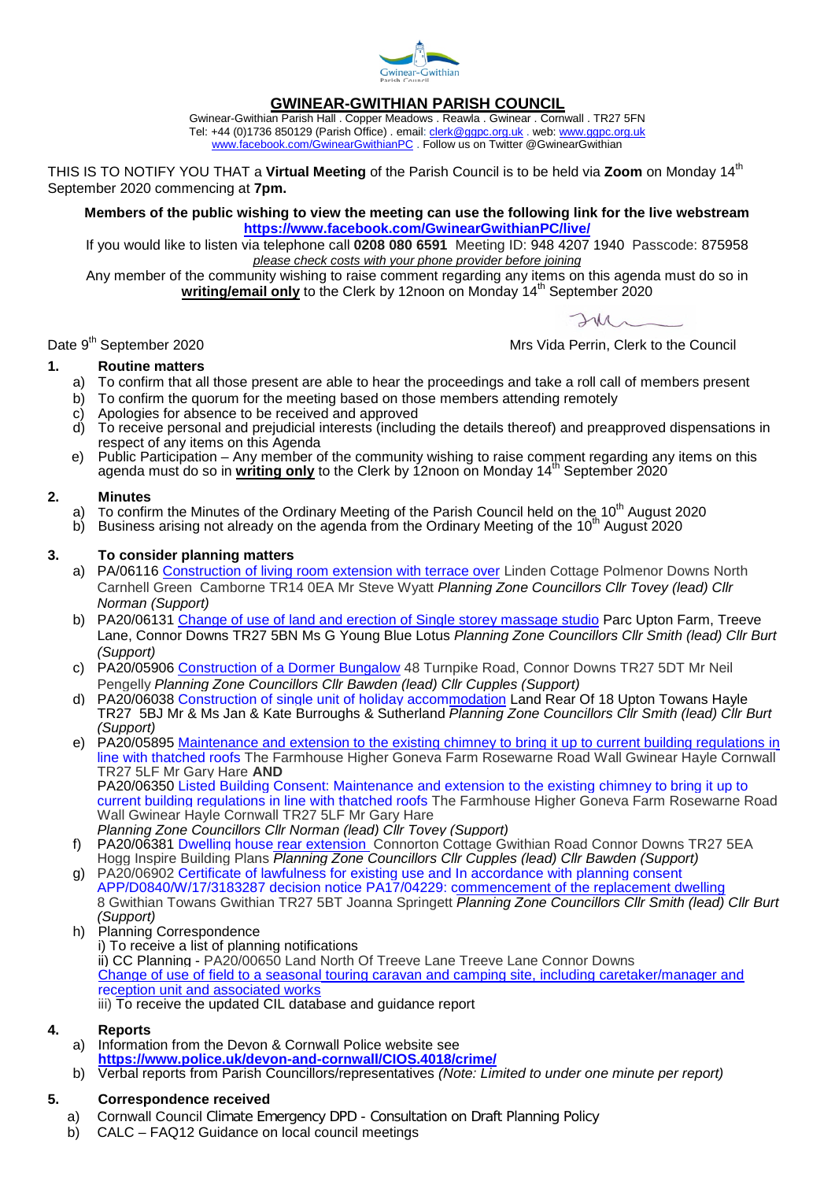# GWINEAR-GWITHIAN PARISH COUNCIL

Gwinear-Gwithian Parish Hall . Copper Meadows . Reawla . Gwinear . Cornwall . TR27 5FN
Tel: +44 (0)1736 850129 (Parish Office) . email: clerk@ggpc.org.uk . web: www.ggpc.org.uk
www.facebook.com/GwinearGwithianPC . Follow us on Twitter @GwinearGwithian

THIS IS TO NOTIFY YOU THAT a **Virtual Meeting** of the Parish Council is to be held via **Zoom** on Monday 14th September 2020 commencing at **7pm.**

**Members of the public wishing to view the meeting can use the following link for the live webstream**
**https://www.facebook.com/GwinearGwithianPC/live/**

If you would like to listen via telephone call **0208 080 6591** Meeting ID: 948 4207 1940 Passcode: 875958
*please check costs with your phone provider before joining*

Any member of the community wishing to raise comment regarding any items on this agenda must do so in **writing/email only** to the Clerk by 12noon on Monday 14th September 2020

Date 9th September 2020

Mrs Vida Perrin, Clerk to the Council

## 1. Routine matters

a) To confirm that all those present are able to hear the proceedings and take a roll call of members present
b) To confirm the quorum for the meeting based on those members attending remotely
c) Apologies for absence to be received and approved
d) To receive personal and prejudicial interests (including the details thereof) and preapproved dispensations in respect of any items on this Agenda
e) Public Participation – Any member of the community wishing to raise comment regarding any items on this agenda must do so in **writing only** to the Clerk by 12noon on Monday 14th September 2020

## 2. Minutes

a) To confirm the Minutes of the Ordinary Meeting of the Parish Council held on the 10th August 2020
b) Business arising not already on the agenda from the Ordinary Meeting of the 10th August 2020

## 3. To consider planning matters

a) PA/06116 Construction of living room extension with terrace over Linden Cottage Polmenor Downs North Carnhell Green Camborne TR14 0EA Mr Steve Wyatt *Planning Zone Councillors Cllr Tovey (lead) Cllr Norman (Support)*
b) PA20/06131 Change of use of land and erection of Single storey massage studio Parc Upton Farm, Treeve Lane, Connor Downs TR27 5BN Ms G Young Blue Lotus *Planning Zone Councillors Cllr Smith (lead) Cllr Burt (Support)*
c) PA20/05906 Construction of a Dormer Bungalow 48 Turnpike Road, Connor Downs TR27 5DT Mr Neil Pengelly *Planning Zone Councillors Cllr Bawden (lead) Cllr Cupples (Support)*
d) PA20/06038 Construction of single unit of holiday accommodation Land Rear Of 18 Upton Towans Hayle TR27 5BJ Mr & Ms Jan & Kate Burroughs & Sutherland *Planning Zone Councillors Cllr Smith (lead) Cllr Burt (Support)*
e) PA20/05895 Maintenance and extension to the existing chimney to bring it up to current building regulations in line with thatched roofs The Farmhouse Higher Goneva Farm Rosewarne Road Wall Gwinear Hayle Cornwall TR27 5LF Mr Gary Hare **AND**
PA20/06350 Listed Building Consent: Maintenance and extension to the existing chimney to bring it up to current building regulations in line with thatched roofs The Farmhouse Higher Goneva Farm Rosewarne Road Wall Gwinear Hayle Cornwall TR27 5LF Mr Gary Hare
*Planning Zone Councillors Cllr Norman (lead) Cllr Tovey (Support)*
f) PA20/06381 Dwelling house rear extension Connorton Cottage Gwithian Road Connor Downs TR27 5EA Hogg Inspire Building Plans *Planning Zone Councillors Cllr Cupples (lead) Cllr Bawden (Support)*
g) PA20/06902 Certificate of lawfulness for existing use and In accordance with planning consent APP/D0840/W/17/3183287 decision notice PA17/04229: commencement of the replacement dwelling 8 Gwithian Towans Gwithian TR27 5BT Joanna Springett *Planning Zone Councillors Cllr Smith (lead) Cllr Burt (Support)*
h) Planning Correspondence
i) To receive a list of planning notifications
ii) CC Planning - PA20/00650 Land North Of Treeve Lane Treeve Lane Connor Downs
Change of use of field to a seasonal touring caravan and camping site, including caretaker/manager and reception unit and associated works
iii) To receive the updated CIL database and guidance report

## 4. Reports

a) Information from the Devon & Cornwall Police website see **https://www.police.uk/devon-and-cornwall/CIOS.4018/crime/**
b) Verbal reports from Parish Councillors/representatives *(Note: Limited to under one minute per report)*

## 5. Correspondence received

a) Cornwall Council Climate Emergency DPD - Consultation on Draft Planning Policy
b) CALC – FAQ12 Guidance on local council meetings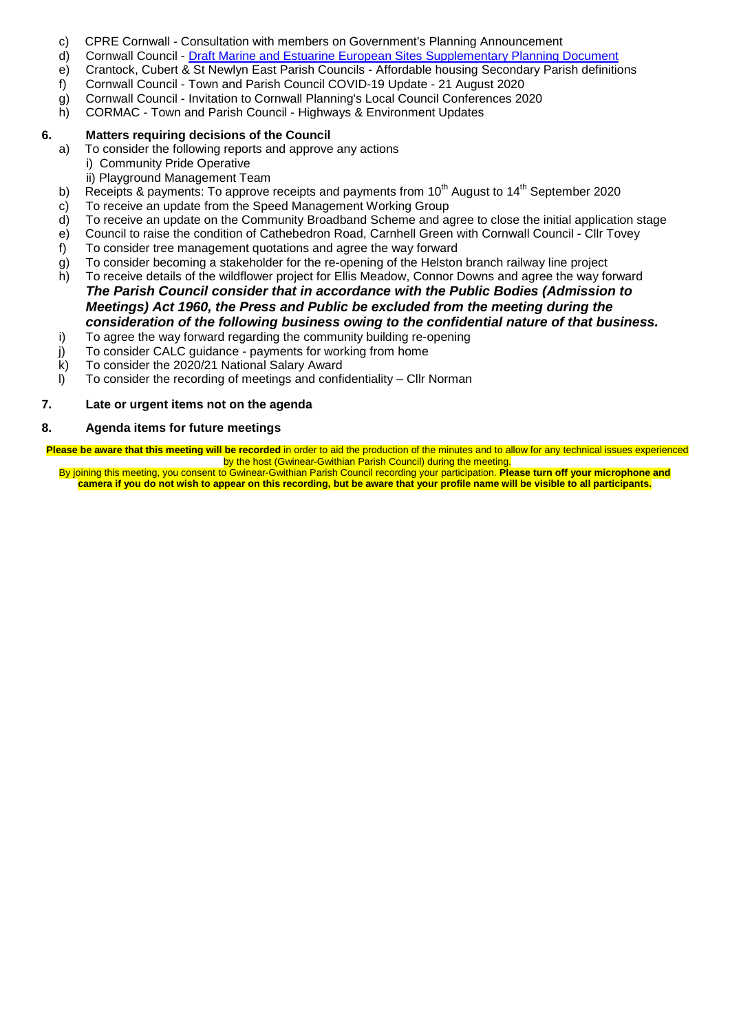c) CPRE Cornwall - Consultation with members on Government's Planning Announcement
d) Cornwall Council - Draft Marine and Estuarine European Sites Supplementary Planning Document
e) Crantock, Cubert & St Newlyn East Parish Councils - Affordable housing Secondary Parish definitions
f) Cornwall Council - Town and Parish Council COVID-19 Update - 21 August 2020
g) Cornwall Council - Invitation to Cornwall Planning's Local Council Conferences 2020
h) CORMAC - Town and Parish Council - Highways & Environment Updates

**6. Matters requiring decisions of the Council**

a) To consider the following reports and approve any actions
   i) Community Pride Operative
   ii) Playground Management Team
b) Receipts & payments: To approve receipts and payments from 10th August to 14th September 2020
c) To receive an update from the Speed Management Working Group
d) To receive an update on the Community Broadband Scheme and agree to close the initial application stage
e) Council to raise the condition of Cathebedron Road, Carnhell Green with Cornwall Council - Cllr Tovey
f) To consider tree management quotations and agree the way forward
g) To consider becoming a stakeholder for the re-opening of the Helston branch railway line project
h) To receive details of the wildflower project for Ellis Meadow, Connor Downs and agree the way forward

***The Parish Council consider that in accordance with the Public Bodies (Admission to Meetings) Act 1960, the Press and Public be excluded from the meeting during the consideration of the following business owing to the confidential nature of that business.***

i) To agree the way forward regarding the community building re-opening
j) To consider CALC guidance - payments for working from home
k) To consider the 2020/21 National Salary Award
l) To consider the recording of meetings and confidentiality – Cllr Norman

**7. Late or urgent items not on the agenda**

**8. Agenda items for future meetings**

**Please be aware that this meeting will be recorded** in order to aid the production of the minutes and to allow for any technical issues experienced by the host (Gwinear-Gwithian Parish Council) during the meeting.
By joining this meeting, you consent to Gwinear-Gwithian Parish Council recording your participation. **Please turn off your microphone and camera if you do not wish to appear on this recording, but be aware that your profile name will be visible to all participants.**